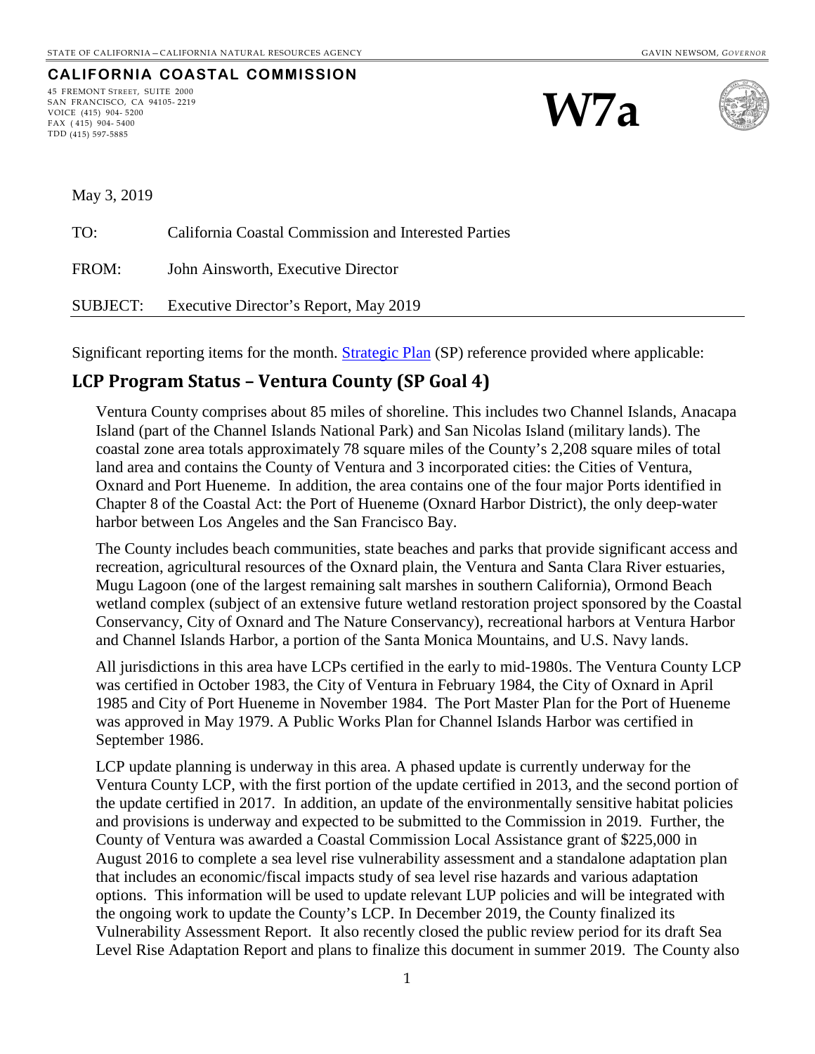STATE OF CALIFORNIA – CALIFORNIA NATURAL RESOURCES AGENCY GAVIN NEWSOM, *GOVERNOR*

**CALIFORNIA COASTAL COMMISSION**

45 FREMONT STREET, SUITE 2000
SAN FRANCISCO, CA 94105- 2219
VOICE (415) 904- 5200
FAX (415) 904- 5400
TDD (415) 597-5885

# W7a

May 3, 2019

TO: California Coastal Commission and Interested Parties

FROM: John Ainsworth, Executive Director

SUBJECT: Executive Director's Report, May 2019

Significant reporting items for the month. Strategic Plan (SP) reference provided where applicable:

## LCP Program Status – Ventura County (SP Goal 4)

Ventura County comprises about 85 miles of shoreline. This includes two Channel Islands, Anacapa Island (part of the Channel Islands National Park) and San Nicolas Island (military lands). The coastal zone area totals approximately 78 square miles of the County's 2,208 square miles of total land area and contains the County of Ventura and 3 incorporated cities: the Cities of Ventura, Oxnard and Port Hueneme. In addition, the area contains one of the four major Ports identified in Chapter 8 of the Coastal Act: the Port of Hueneme (Oxnard Harbor District), the only deep-water harbor between Los Angeles and the San Francisco Bay.

The County includes beach communities, state beaches and parks that provide significant access and recreation, agricultural resources of the Oxnard plain, the Ventura and Santa Clara River estuaries, Mugu Lagoon (one of the largest remaining salt marshes in southern California), Ormond Beach wetland complex (subject of an extensive future wetland restoration project sponsored by the Coastal Conservancy, City of Oxnard and The Nature Conservancy), recreational harbors at Ventura Harbor and Channel Islands Harbor, a portion of the Santa Monica Mountains, and U.S. Navy lands.

All jurisdictions in this area have LCPs certified in the early to mid-1980s. The Ventura County LCP was certified in October 1983, the City of Ventura in February 1984, the City of Oxnard in April 1985 and City of Port Hueneme in November 1984. The Port Master Plan for the Port of Hueneme was approved in May 1979. A Public Works Plan for Channel Islands Harbor was certified in September 1986.

LCP update planning is underway in this area. A phased update is currently underway for the Ventura County LCP, with the first portion of the update certified in 2013, and the second portion of the update certified in 2017. In addition, an update of the environmentally sensitive habitat policies and provisions is underway and expected to be submitted to the Commission in 2019. Further, the County of Ventura was awarded a Coastal Commission Local Assistance grant of $225,000 in August 2016 to complete a sea level rise vulnerability assessment and a standalone adaptation plan that includes an economic/fiscal impacts study of sea level rise hazards and various adaptation options. This information will be used to update relevant LUP policies and will be integrated with the ongoing work to update the County's LCP. In December 2019, the County finalized its Vulnerability Assessment Report. It also recently closed the public review period for its draft Sea Level Rise Adaptation Report and plans to finalize this document in summer 2019. The County also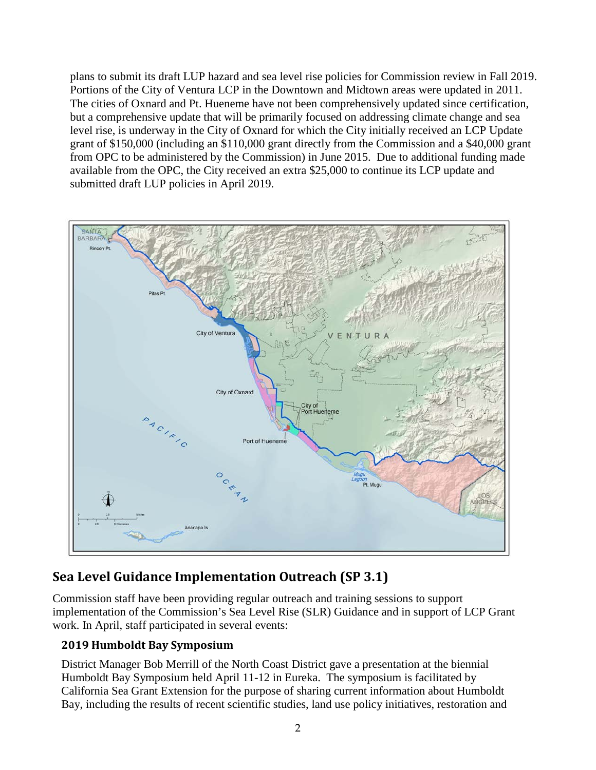plans to submit its draft LUP hazard and sea level rise policies for Commission review in Fall 2019. Portions of the City of Ventura LCP in the Downtown and Midtown areas were updated in 2011. The cities of Oxnard and Pt. Hueneme have not been comprehensively updated since certification, but a comprehensive update that will be primarily focused on addressing climate change and sea level rise, is underway in the City of Oxnard for which the City initially received an LCP Update grant of $150,000 (including an $110,000 grant directly from the Commission and a $40,000 grant from OPC to be administered by the Commission) in June 2015. Due to additional funding made available from the OPC, the City received an extra $25,000 to continue its LCP update and submitted draft LUP policies in April 2019.

## Sea Level Guidance Implementation Outreach (SP 3.1)

Commission staff have been providing regular outreach and training sessions to support implementation of the Commission's Sea Level Rise (SLR) Guidance and in support of LCP Grant work. In April, staff participated in several events:

### 2019 Humboldt Bay Symposium

District Manager Bob Merrill of the North Coast District gave a presentation at the biennial Humboldt Bay Symposium held April 11-12 in Eureka. The symposium is facilitated by California Sea Grant Extension for the purpose of sharing current information about Humboldt Bay, including the results of recent scientific studies, land use policy initiatives, restoration and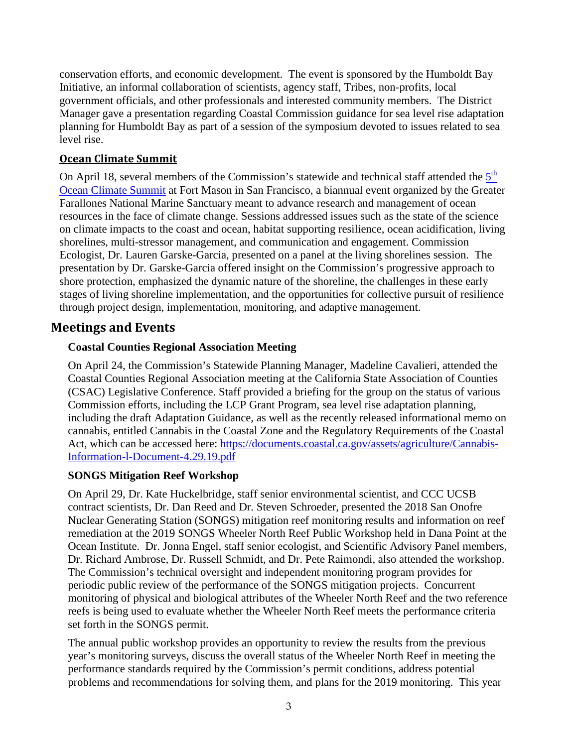conservation efforts, and economic development. The event is sponsored by the Humboldt Bay Initiative, an informal collaboration of scientists, agency staff, Tribes, non-profits, local government officials, and other professionals and interested community members. The District Manager gave a presentation regarding Coastal Commission guidance for sea level rise adaptation planning for Humboldt Bay as part of a session of the symposium devoted to issues related to sea level rise.

### Ocean Climate Summit

On April 18, several members of the Commission's statewide and technical staff attended the [5th Ocean Climate Summit](#) at Fort Mason in San Francisco, a biannual event organized by the Greater Farallones National Marine Sanctuary meant to advance research and management of ocean resources in the face of climate change. Sessions addressed issues such as the state of the science on climate impacts to the coast and ocean, habitat supporting resilience, ocean acidification, living shorelines, multi-stressor management, and communication and engagement. Commission Ecologist, Dr. Lauren Garske-Garcia, presented on a panel at the living shorelines session. The presentation by Dr. Garske-Garcia offered insight on the Commission's progressive approach to shore protection, emphasized the dynamic nature of the shoreline, the challenges in these early stages of living shoreline implementation, and the opportunities for collective pursuit of resilience through project design, implementation, monitoring, and adaptive management.

## Meetings and Events

### Coastal Counties Regional Association Meeting

On April 24, the Commission's Statewide Planning Manager, Madeline Cavalieri, attended the Coastal Counties Regional Association meeting at the California State Association of Counties (CSAC) Legislative Conference. Staff provided a briefing for the group on the status of various Commission efforts, including the LCP Grant Program, sea level rise adaptation planning, including the draft Adaptation Guidance, as well as the recently released informational memo on cannabis, entitled Cannabis in the Coastal Zone and the Regulatory Requirements of the Coastal Act, which can be accessed here: https://documents.coastal.ca.gov/assets/agriculture/Cannabis-Information-l-Document-4.29.19.pdf

### SONGS Mitigation Reef Workshop

On April 29, Dr. Kate Huckelbridge, staff senior environmental scientist, and CCC UCSB contract scientists, Dr. Dan Reed and Dr. Steven Schroeder, presented the 2018 San Onofre Nuclear Generating Station (SONGS) mitigation reef monitoring results and information on reef remediation at the 2019 SONGS Wheeler North Reef Public Workshop held in Dana Point at the Ocean Institute. Dr. Jonna Engel, staff senior ecologist, and Scientific Advisory Panel members, Dr. Richard Ambrose, Dr. Russell Schmidt, and Dr. Pete Raimondi, also attended the workshop. The Commission's technical oversight and independent monitoring program provides for periodic public review of the performance of the SONGS mitigation projects. Concurrent monitoring of physical and biological attributes of the Wheeler North Reef and the two reference reefs is being used to evaluate whether the Wheeler North Reef meets the performance criteria set forth in the SONGS permit.

The annual public workshop provides an opportunity to review the results from the previous year's monitoring surveys, discuss the overall status of the Wheeler North Reef in meeting the performance standards required by the Commission's permit conditions, address potential problems and recommendations for solving them, and plans for the 2019 monitoring. This year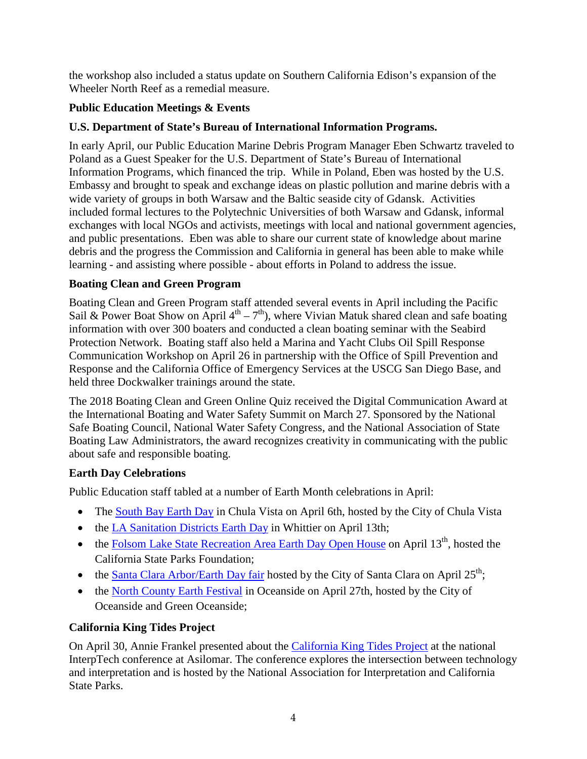the workshop also included a status update on Southern California Edison's expansion of the Wheeler North Reef as a remedial measure.

**Public Education Meetings & Events**

**U.S. Department of State's Bureau of International Information Programs.**

In early April, our Public Education Marine Debris Program Manager Eben Schwartz traveled to Poland as a Guest Speaker for the U.S. Department of State's Bureau of International Information Programs, which financed the trip. While in Poland, Eben was hosted by the U.S. Embassy and brought to speak and exchange ideas on plastic pollution and marine debris with a wide variety of groups in both Warsaw and the Baltic seaside city of Gdansk. Activities included formal lectures to the Polytechnic Universities of both Warsaw and Gdansk, informal exchanges with local NGOs and activists, meetings with local and national government agencies, and public presentations. Eben was able to share our current state of knowledge about marine debris and the progress the Commission and California in general has been able to make while learning - and assisting where possible - about efforts in Poland to address the issue.

**Boating Clean and Green Program**

Boating Clean and Green Program staff attended several events in April including the Pacific Sail & Power Boat Show on April 4th – 7th), where Vivian Matuk shared clean and safe boating information with over 300 boaters and conducted a clean boating seminar with the Seabird Protection Network. Boating staff also held a Marina and Yacht Clubs Oil Spill Response Communication Workshop on April 26 in partnership with the Office of Spill Prevention and Response and the California Office of Emergency Services at the USCG San Diego Base, and held three Dockwalker trainings around the state.

The 2018 Boating Clean and Green Online Quiz received the Digital Communication Award at the International Boating and Water Safety Summit on March 27. Sponsored by the National Safe Boating Council, National Water Safety Congress, and the National Association of State Boating Law Administrators, the award recognizes creativity in communicating with the public about safe and responsible boating.

**Earth Day Celebrations**

Public Education staff tabled at a number of Earth Month celebrations in April:

- The South Bay Earth Day in Chula Vista on April 6th, hosted by the City of Chula Vista
- the LA Sanitation Districts Earth Day in Whittier on April 13th;
- the Folsom Lake State Recreation Area Earth Day Open House on April 13th, hosted the California State Parks Foundation;
- the Santa Clara Arbor/Earth Day fair hosted by the City of Santa Clara on April 25th;
- the North County Earth Festival in Oceanside on April 27th, hosted by the City of Oceanside and Green Oceanside;

**California King Tides Project**

On April 30, Annie Frankel presented about the California King Tides Project at the national InterpTech conference at Asilomar. The conference explores the intersection between technology and interpretation and is hosted by the National Association for Interpretation and California State Parks.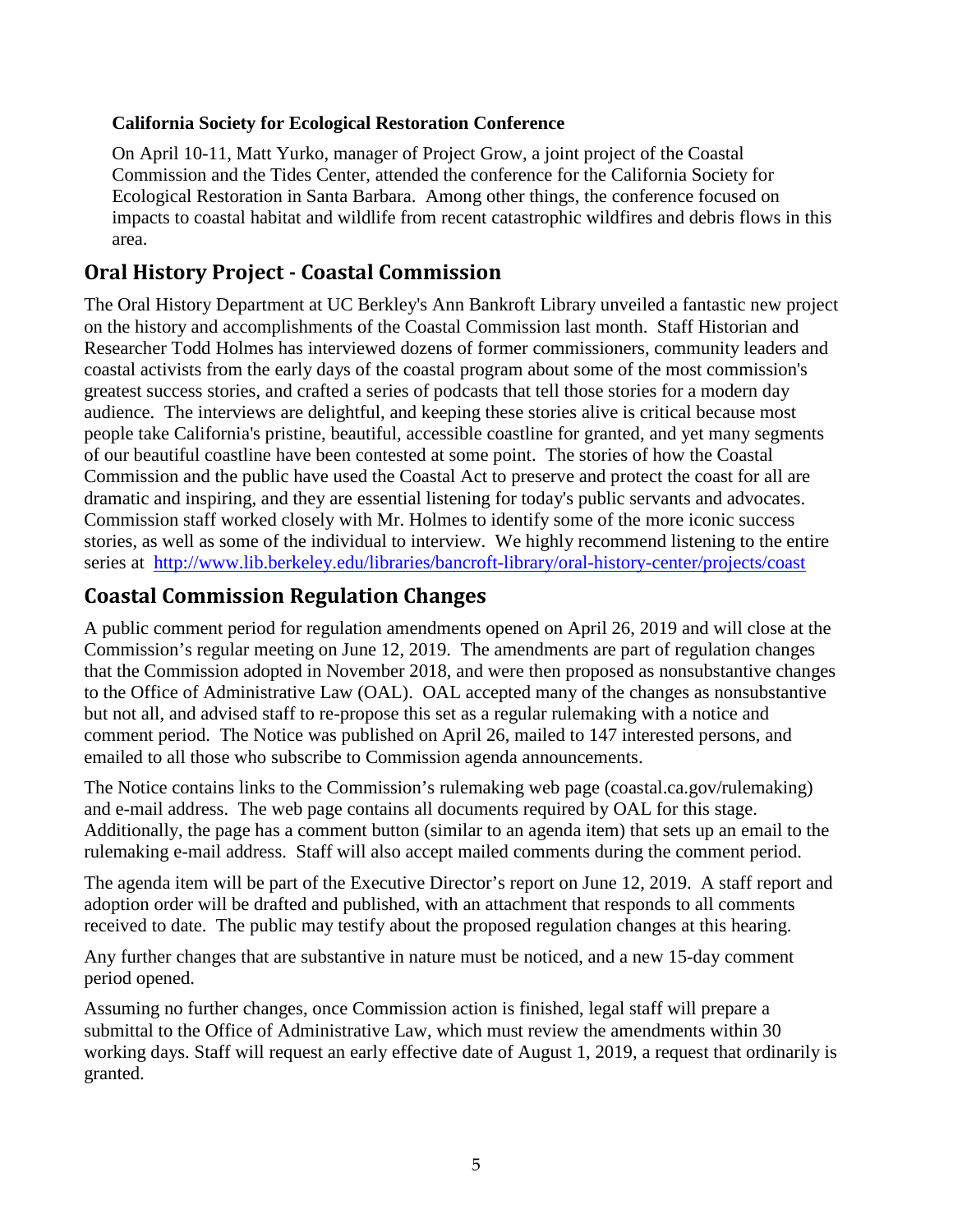**California Society for Ecological Restoration Conference**

On April 10-11, Matt Yurko, manager of Project Grow, a joint project of the Coastal Commission and the Tides Center, attended the conference for the California Society for Ecological Restoration in Santa Barbara. Among other things, the conference focused on impacts to coastal habitat and wildlife from recent catastrophic wildfires and debris flows in this area.

## Oral History Project - Coastal Commission

The Oral History Department at UC Berkley's Ann Bankroft Library unveiled a fantastic new project on the history and accomplishments of the Coastal Commission last month. Staff Historian and Researcher Todd Holmes has interviewed dozens of former commissioners, community leaders and coastal activists from the early days of the coastal program about some of the most commission's greatest success stories, and crafted a series of podcasts that tell those stories for a modern day audience. The interviews are delightful, and keeping these stories alive is critical because most people take California's pristine, beautiful, accessible coastline for granted, and yet many segments of our beautiful coastline have been contested at some point. The stories of how the Coastal Commission and the public have used the Coastal Act to preserve and protect the coast for all are dramatic and inspiring, and they are essential listening for today's public servants and advocates. Commission staff worked closely with Mr. Holmes to identify some of the more iconic success stories, as well as some of the individual to interview. We highly recommend listening to the entire series at http://www.lib.berkeley.edu/libraries/bancroft-library/oral-history-center/projects/coast

## Coastal Commission Regulation Changes

A public comment period for regulation amendments opened on April 26, 2019 and will close at the Commission's regular meeting on June 12, 2019. The amendments are part of regulation changes that the Commission adopted in November 2018, and were then proposed as nonsubstantive changes to the Office of Administrative Law (OAL). OAL accepted many of the changes as nonsubstantive but not all, and advised staff to re-propose this set as a regular rulemaking with a notice and comment period. The Notice was published on April 26, mailed to 147 interested persons, and emailed to all those who subscribe to Commission agenda announcements.

The Notice contains links to the Commission's rulemaking web page (coastal.ca.gov/rulemaking) and e-mail address. The web page contains all documents required by OAL for this stage. Additionally, the page has a comment button (similar to an agenda item) that sets up an email to the rulemaking e-mail address. Staff will also accept mailed comments during the comment period.

The agenda item will be part of the Executive Director's report on June 12, 2019. A staff report and adoption order will be drafted and published, with an attachment that responds to all comments received to date. The public may testify about the proposed regulation changes at this hearing.

Any further changes that are substantive in nature must be noticed, and a new 15-day comment period opened.

Assuming no further changes, once Commission action is finished, legal staff will prepare a submittal to the Office of Administrative Law, which must review the amendments within 30 working days. Staff will request an early effective date of August 1, 2019, a request that ordinarily is granted.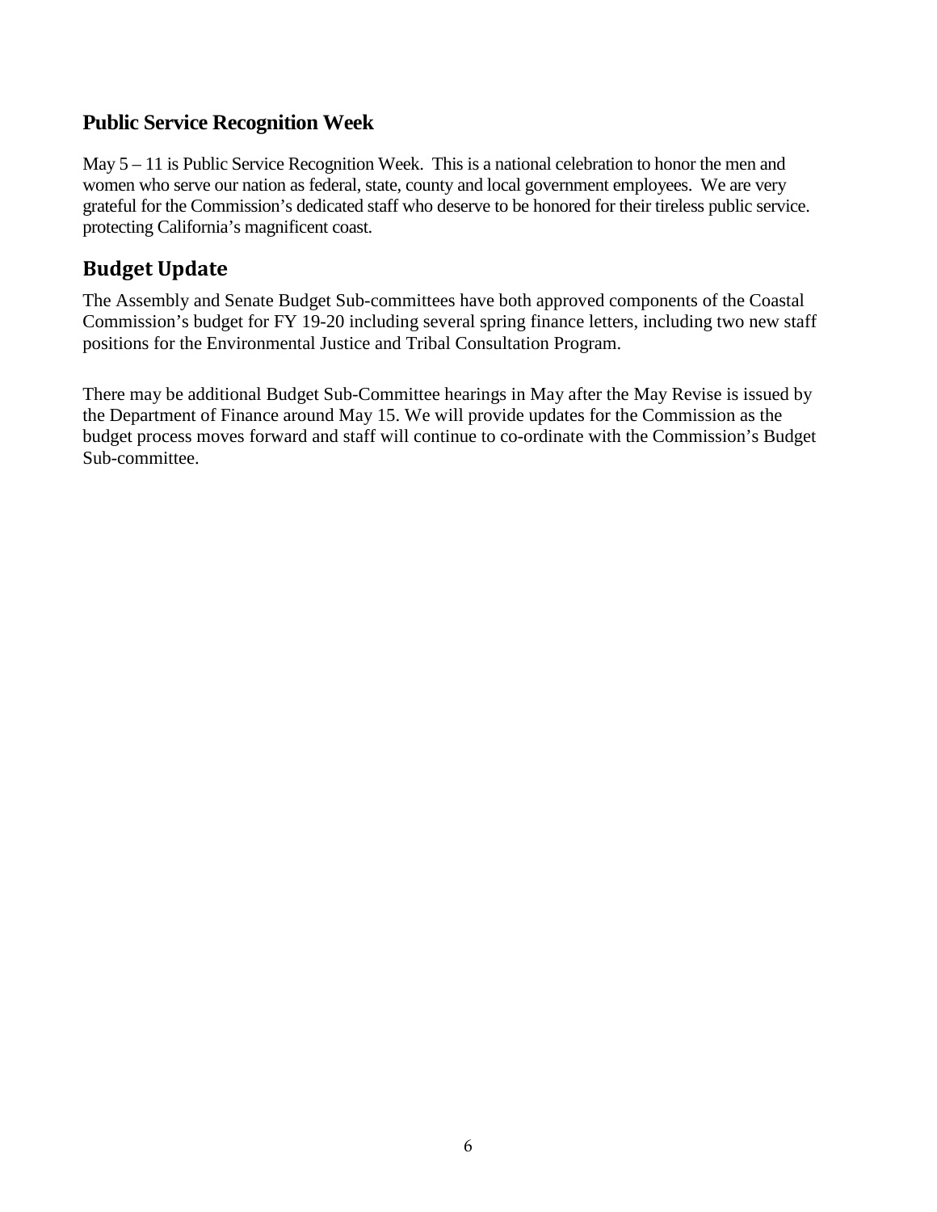## Public Service Recognition Week

May 5 – 11 is Public Service Recognition Week. This is a national celebration to honor the men and women who serve our nation as federal, state, county and local government employees. We are very grateful for the Commission's dedicated staff who deserve to be honored for their tireless public service. protecting California's magnificent coast.

## Budget Update

The Assembly and Senate Budget Sub-committees have both approved components of the Coastal Commission's budget for FY 19-20 including several spring finance letters, including two new staff positions for the Environmental Justice and Tribal Consultation Program.

There may be additional Budget Sub-Committee hearings in May after the May Revise is issued by the Department of Finance around May 15. We will provide updates for the Commission as the budget process moves forward and staff will continue to co-ordinate with the Commission's Budget Sub-committee.